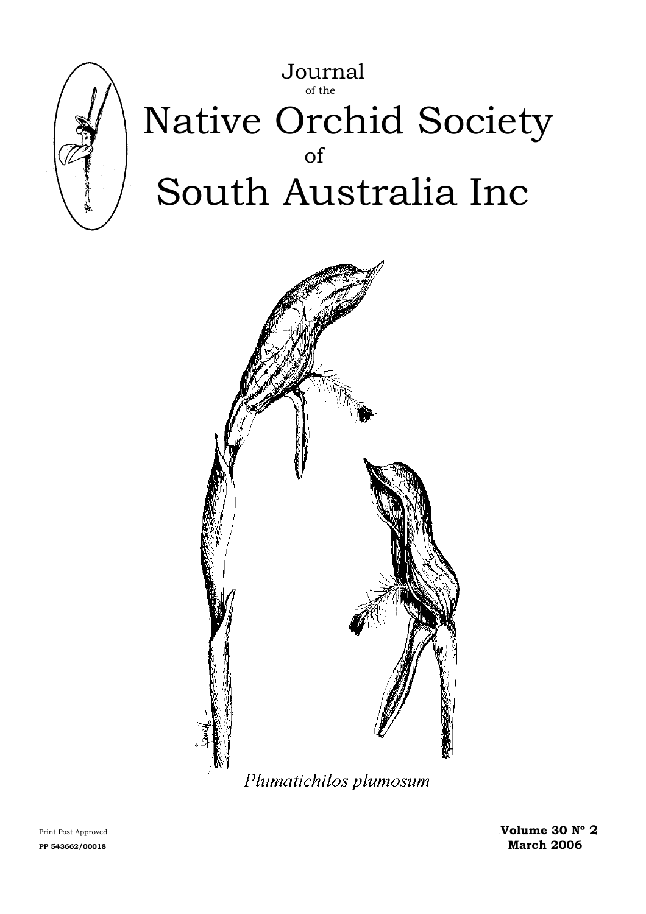# Journal of the Native Orchid Society of South Australia Inc

*Plumatichilos plumosum*

Print Post Approved
**PP 543662/00018**

**Volume 30 Nº 2**
**March 2006**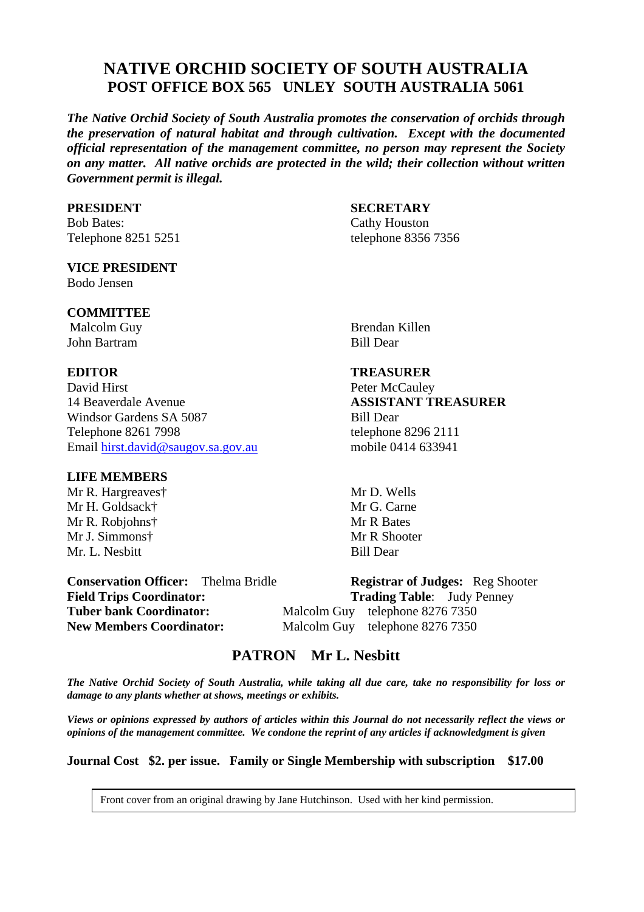# NATIVE ORCHID SOCIETY OF SOUTH AUSTRALIA
## POST OFFICE BOX 565 UNLEY SOUTH AUSTRALIA 5061

***The Native Orchid Society of South Australia promotes the conservation of orchids through the preservation of natural habitat and through cultivation. Except with the documented official representation of the management committee, no person may represent the Society on any matter. All native orchids are protected in the wild; their collection without written Government permit is illegal.***

**PRESIDENT**
Bob Bates:
Telephone 8251 5251

**SECRETARY**
Cathy Houston
telephone 8356 7356

**VICE PRESIDENT**
Bodo Jensen

**COMMITTEE**
Malcolm Guy
John Bartram
Brendan Killen
Bill Dear

**EDITOR**
David Hirst
14 Beaverdale Avenue
Windsor Gardens SA 5087
Telephone 8261 7998
Email hirst.david@saugov.sa.gov.au

**TREASURER**
Peter McCauley

**ASSISTANT TREASURER**
Bill Dear
telephone 8296 2111
mobile 0414 633941

**LIFE MEMBERS**
Mr R. Hargreaves†
Mr H. Goldsack†
Mr R. Robjohns†
Mr J. Simmons†
Mr. L. Nesbitt
Mr D. Wells
Mr G. Carne
Mr R Bates
Mr R Shooter
Bill Dear

**Conservation Officer:** Thelma Bridle
**Registrar of Judges:** Reg Shooter
**Field Trips Coordinator:**
**Trading Table**: Judy Penney
**Tuber bank Coordinator:** Malcolm Guy telephone 8276 7350
**New Members Coordinator:** Malcolm Guy telephone 8276 7350

## PATRON Mr L. Nesbitt

***The Native Orchid Society of South Australia, while taking all due care, take no responsibility for loss or damage to any plants whether at shows, meetings or exhibits.***

***Views or opinions expressed by authors of articles within this Journal do not necessarily reflect the views or opinions of the management committee. We condone the reprint of any articles if acknowledgment is given***

**Journal Cost $2. per issue. Family or Single Membership with subscription $17.00**

Front cover from an original drawing by Jane Hutchinson. Used with her kind permission.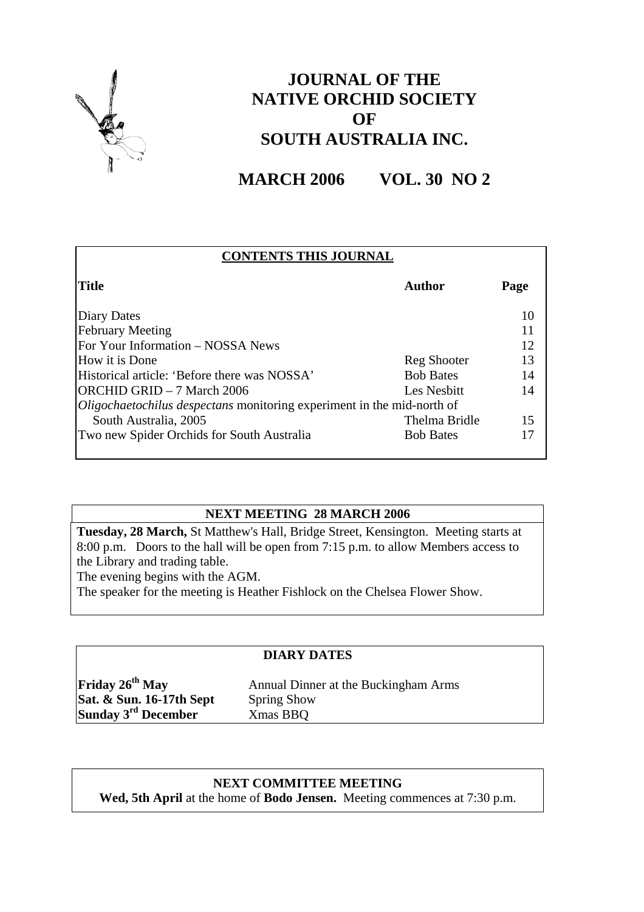# JOURNAL OF THE NATIVE ORCHID SOCIETY OF SOUTH AUSTRALIA INC.

## MARCH 2006 VOL. 30 NO 2

**CONTENTS THIS JOURNAL**

| **Title** | **Author** | **Page** |
|---|---|---|
| Diary Dates | | 10 |
| February Meeting | | 11 |
| For Your Information – NOSSA News | | 12 |
| How it is Done | Reg Shooter | 13 |
| Historical article: 'Before there was NOSSA' | Bob Bates | 14 |
| ORCHID GRID – 7 March 2006 | Les Nesbitt | 14 |
| *Oligochaetochilus despectans* monitoring experiment in the mid-north of South Australia, 2005 | Thelma Bridle | 15 |
| Two new Spider Orchids for South Australia | Bob Bates | 17 |

**NEXT MEETING 28 MARCH 2006**

**Tuesday, 28 March,** St Matthew's Hall, Bridge Street, Kensington. Meeting starts at 8:00 p.m. Doors to the hall will be open from 7:15 p.m. to allow Members access to the Library and trading table.
The evening begins with the AGM.
The speaker for the meeting is Heather Fishlock on the Chelsea Flower Show.

**DIARY DATES**

| | |
|---|---|
| **Friday 26th May** | Annual Dinner at the Buckingham Arms |
| **Sat. & Sun. 16-17th Sept** | Spring Show |
| **Sunday 3rd December** | Xmas BBQ |

**NEXT COMMITTEE MEETING**
**Wed, 5th April** at the home of **Bodo Jensen.** Meeting commences at 7:30 p.m.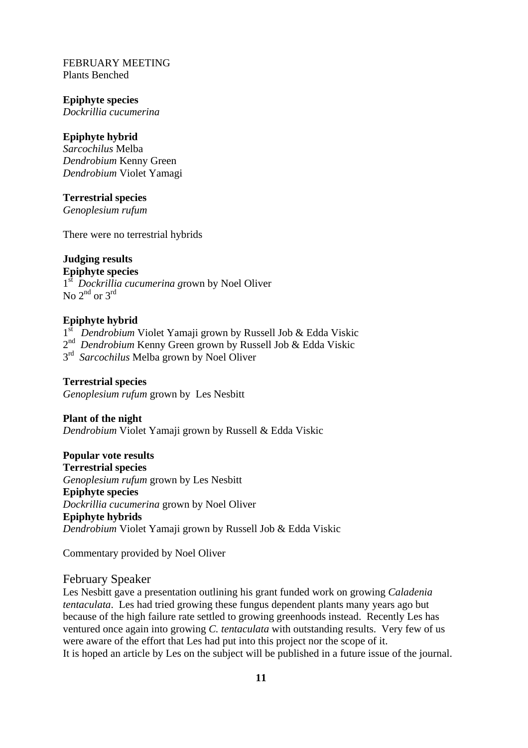FEBRUARY MEETING
Plants Benched

**Epiphyte species**
*Dockrillia cucumerina*

**Epiphyte hybrid**
*Sarcochilus* Melba
*Dendrobium* Kenny Green
*Dendrobium* Violet Yamagi

**Terrestrial species**
*Genoplesium rufum*

There were no terrestrial hybrids

**Judging results**
**Epiphyte species**
1st *Dockrillia cucumerina g*rown by Noel Oliver
No 2nd or 3rd

**Epiphyte hybrid**
1st *Dendrobium* Violet Yamaji grown by Russell Job & Edda Viskic
2nd *Dendrobium* Kenny Green grown by Russell Job & Edda Viskic
3rd *Sarcochilus* Melba grown by Noel Oliver

**Terrestrial species**
*Genoplesium rufum* grown by Les Nesbitt

**Plant of the night**
*Dendrobium* Violet Yamaji grown by Russell & Edda Viskic

**Popular vote results**
**Terrestrial species**
*Genoplesium rufum* grown by Les Nesbitt
**Epiphyte species**
*Dockrillia cucumerina* grown by Noel Oliver
**Epiphyte hybrids**
*Dendrobium* Violet Yamaji grown by Russell Job & Edda Viskic

Commentary provided by Noel Oliver

## February Speaker

Les Nesbitt gave a presentation outlining his grant funded work on growing *Caladenia tentaculata*. Les had tried growing these fungus dependent plants many years ago but because of the high failure rate settled to growing greenhoods instead. Recently Les has ventured once again into growing *C. tentaculata* with outstanding results. Very few of us were aware of the effort that Les had put into this project nor the scope of it.
It is hoped an article by Les on the subject will be published in a future issue of the journal.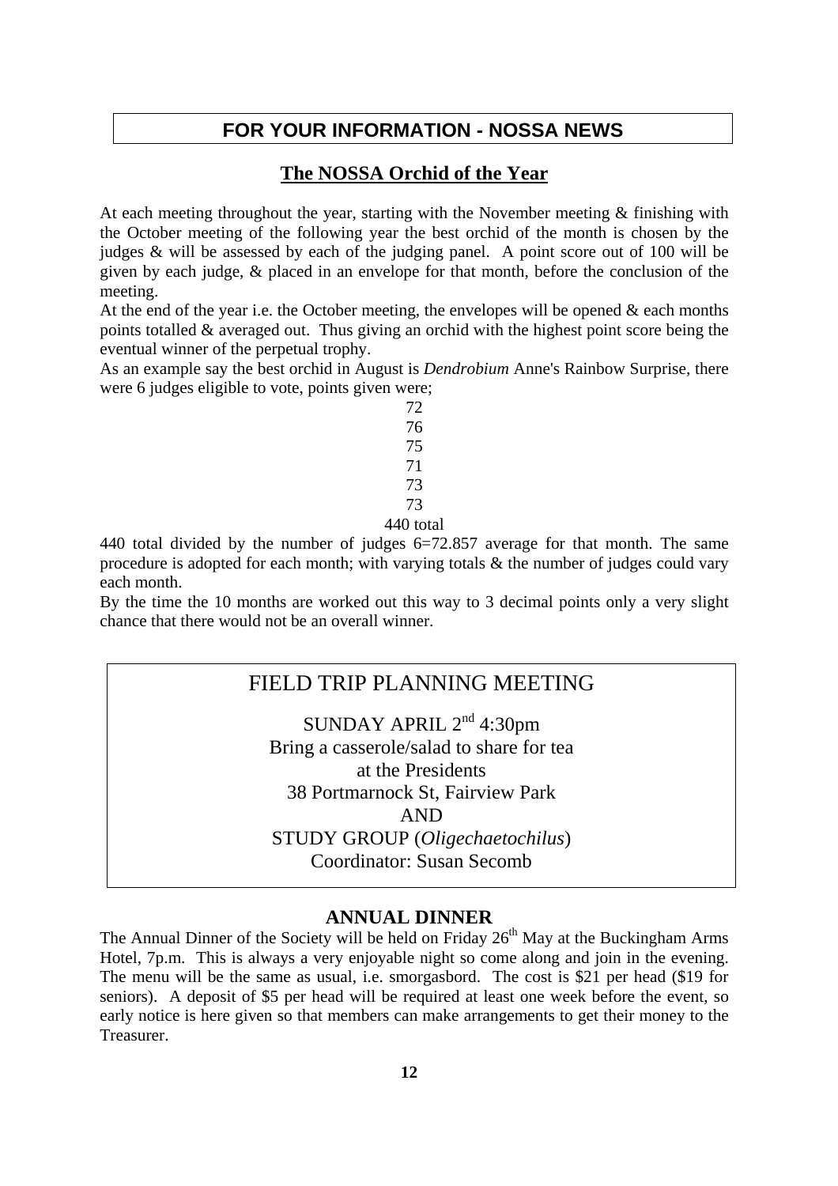## FOR YOUR INFORMATION - NOSSA NEWS

### The NOSSA Orchid of the Year

At each meeting throughout the year, starting with the November meeting & finishing with the October meeting of the following year the best orchid of the month is chosen by the judges & will be assessed by each of the judging panel. A point score out of 100 will be given by each judge, & placed in an envelope for that month, before the conclusion of the meeting.

At the end of the year i.e. the October meeting, the envelopes will be opened & each months points totalled & averaged out. Thus giving an orchid with the highest point score being the eventual winner of the perpetual trophy.

As an example say the best orchid in August is *Dendrobium* Anne's Rainbow Surprise, there were 6 judges eligible to vote, points given were;

72
76
75
71
73
73
440 total

440 total divided by the number of judges 6=72.857 average for that month. The same procedure is adopted for each month; with varying totals & the number of judges could vary each month.

By the time the 10 months are worked out this way to 3 decimal points only a very slight chance that there would not be an overall winner.

## FIELD TRIP PLANNING MEETING

SUNDAY APRIL 2nd 4:30pm
Bring a casserole/salad to share for tea
at the Presidents
38 Portmarnock St, Fairview Park
AND
STUDY GROUP (*Oligechaetochilus*)
Coordinator: Susan Secomb

### ANNUAL DINNER

The Annual Dinner of the Society will be held on Friday 26th May at the Buckingham Arms Hotel, 7p.m. This is always a very enjoyable night so come along and join in the evening. The menu will be the same as usual, i.e. smorgasbord. The cost is $21 per head ($19 for seniors). A deposit of $5 per head will be required at least one week before the event, so early notice is here given so that members can make arrangements to get their money to the Treasurer.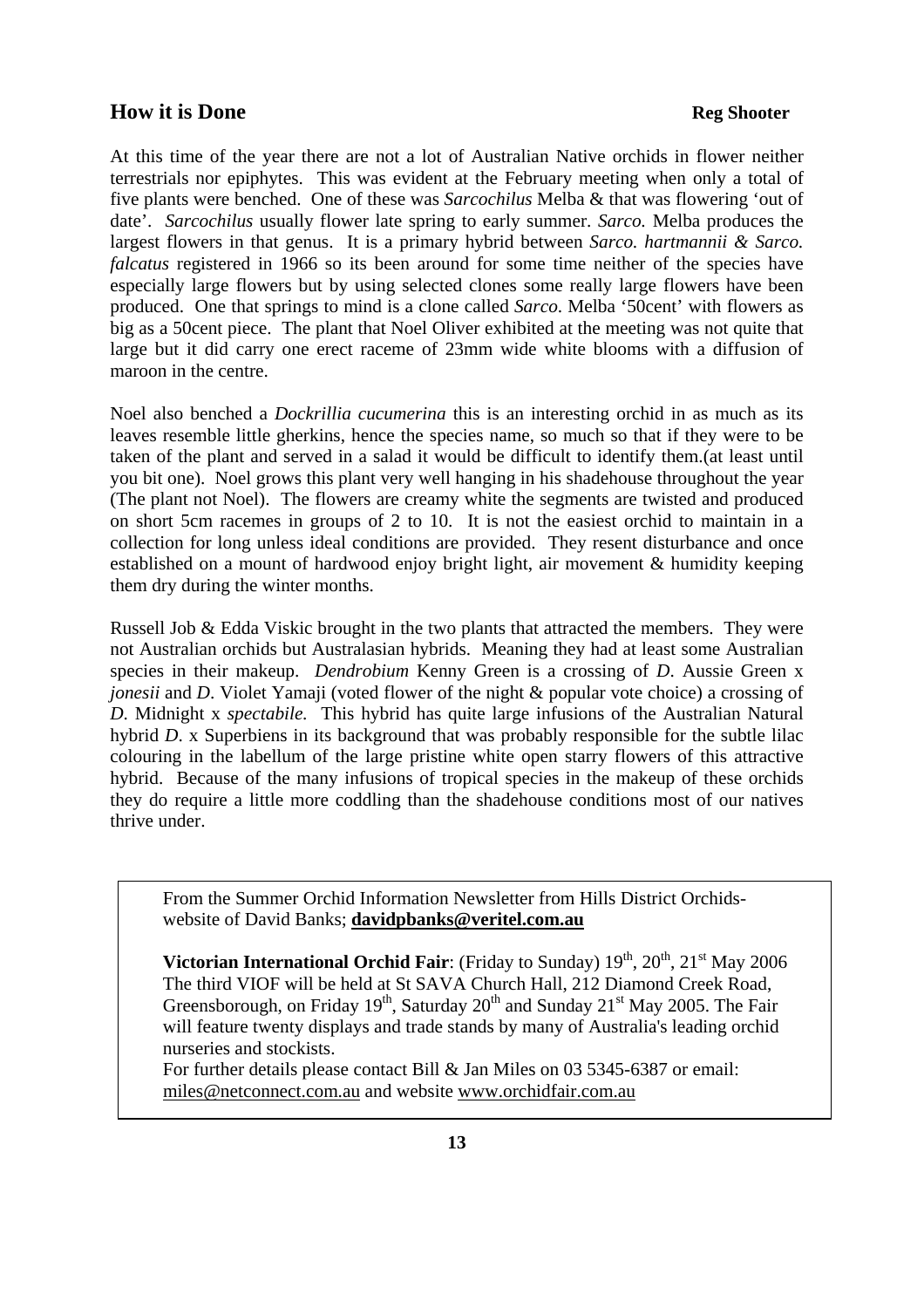## How it is Done

**Reg Shooter**

At this time of the year there are not a lot of Australian Native orchids in flower neither terrestrials nor epiphytes. This was evident at the February meeting when only a total of five plants were benched. One of these was *Sarcochilus* Melba & that was flowering 'out of date'. *Sarcochilus* usually flower late spring to early summer. *Sarco.* Melba produces the largest flowers in that genus. It is a primary hybrid between *Sarco. hartmannii & Sarco. falcatus* registered in 1966 so its been around for some time neither of the species have especially large flowers but by using selected clones some really large flowers have been produced. One that springs to mind is a clone called *Sarco*. Melba '50cent' with flowers as big as a 50cent piece. The plant that Noel Oliver exhibited at the meeting was not quite that large but it did carry one erect raceme of 23mm wide white blooms with a diffusion of maroon in the centre.

Noel also benched a *Dockrillia cucumerina* this is an interesting orchid in as much as its leaves resemble little gherkins, hence the species name, so much so that if they were to be taken of the plant and served in a salad it would be difficult to identify them.(at least until you bit one). Noel grows this plant very well hanging in his shadehouse throughout the year (The plant not Noel). The flowers are creamy white the segments are twisted and produced on short 5cm racemes in groups of 2 to 10. It is not the easiest orchid to maintain in a collection for long unless ideal conditions are provided. They resent disturbance and once established on a mount of hardwood enjoy bright light, air movement & humidity keeping them dry during the winter months.

Russell Job & Edda Viskic brought in the two plants that attracted the members. They were not Australian orchids but Australasian hybrids. Meaning they had at least some Australian species in their makeup. *Dendrobium* Kenny Green is a crossing of *D*. Aussie Green x *jonesii* and *D*. Violet Yamaji (voted flower of the night & popular vote choice) a crossing of *D*. Midnight x *spectabile.* This hybrid has quite large infusions of the Australian Natural hybrid *D*. x Superbiens in its background that was probably responsible for the subtle lilac colouring in the labellum of the large pristine white open starry flowers of this attractive hybrid. Because of the many infusions of tropical species in the makeup of these orchids they do require a little more coddling than the shadehouse conditions most of our natives thrive under.

---

From the Summer Orchid Information Newsletter from Hills District Orchids-website of David Banks; **davidpbanks@veritel.com.au**

**Victorian International Orchid Fair**: (Friday to Sunday) 19th, 20th, 21st May 2006
The third VIOF will be held at St SAVA Church Hall, 212 Diamond Creek Road, Greensborough, on Friday 19th, Saturday 20th and Sunday 21st May 2005. The Fair will feature twenty displays and trade stands by many of Australia's leading orchid nurseries and stockists.
For further details please contact Bill & Jan Miles on 03 5345-6387 or email: miles@netconnect.com.au and website www.orchidfair.com.au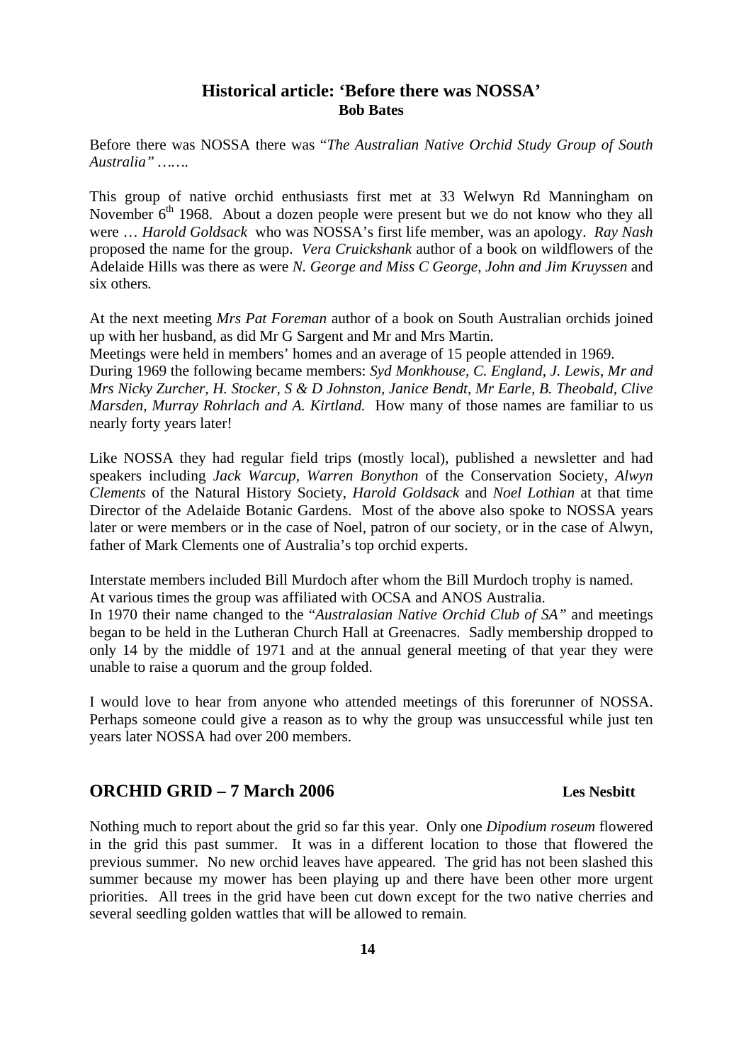## Historical article: 'Before there was NOSSA'

**Bob Bates**

Before there was NOSSA there was "*The Australian Native Orchid Study Group of South Australia" …….*

This group of native orchid enthusiasts first met at 33 Welwyn Rd Manningham on November 6th 1968. About a dozen people were present but we do not know who they all were … *Harold Goldsack* who was NOSSA's first life member, was an apology. *Ray Nash* proposed the name for the group. *Vera Cruickshank* author of a book on wildflowers of the Adelaide Hills was there as were *N. George and Miss C George, John and Jim Kruyssen* and six others.

At the next meeting *Mrs Pat Foreman* author of a book on South Australian orchids joined up with her husband, as did Mr G Sargent and Mr and Mrs Martin.

Meetings were held in members' homes and an average of 15 people attended in 1969.

During 1969 the following became members: *Syd Monkhouse, C. England, J. Lewis, Mr and Mrs Nicky Zurcher, H. Stocker, S & D Johnston, Janice Bendt, Mr Earle, B. Theobald, Clive Marsden, Murray Rohrlach and A. Kirtland.* How many of those names are familiar to us nearly forty years later!

Like NOSSA they had regular field trips (mostly local), published a newsletter and had speakers including *Jack Warcup, Warren Bonython* of the Conservation Society, *Alwyn Clements* of the Natural History Society, *Harold Goldsack* and *Noel Lothian* at that time Director of the Adelaide Botanic Gardens. Most of the above also spoke to NOSSA years later or were members or in the case of Noel, patron of our society, or in the case of Alwyn, father of Mark Clements one of Australia's top orchid experts.

Interstate members included Bill Murdoch after whom the Bill Murdoch trophy is named.

At various times the group was affiliated with OCSA and ANOS Australia.

In 1970 their name changed to the "*Australasian Native Orchid Club of SA"* and meetings began to be held in the Lutheran Church Hall at Greenacres. Sadly membership dropped to only 14 by the middle of 1971 and at the annual general meeting of that year they were unable to raise a quorum and the group folded.

I would love to hear from anyone who attended meetings of this forerunner of NOSSA. Perhaps someone could give a reason as to why the group was unsuccessful while just ten years later NOSSA had over 200 members.

## ORCHID GRID – 7 March 2006

**Les Nesbitt**

Nothing much to report about the grid so far this year. Only one *Dipodium roseum* flowered in the grid this past summer. It was in a different location to those that flowered the previous summer. No new orchid leaves have appeared. The grid has not been slashed this summer because my mower has been playing up and there have been other more urgent priorities. All trees in the grid have been cut down except for the two native cherries and several seedling golden wattles that will be allowed to remain.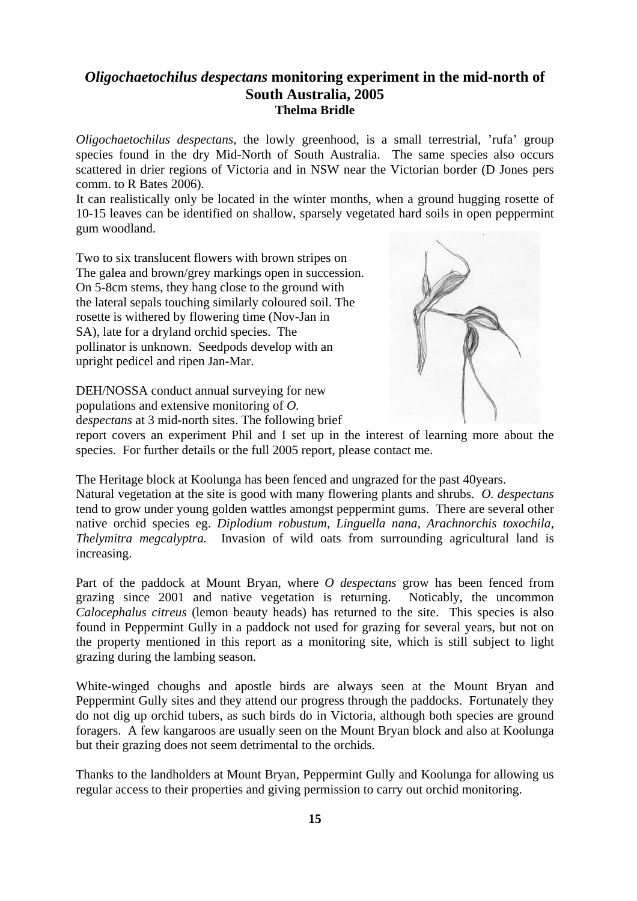## *Oligochaetochilus despectans* monitoring experiment in the mid-north of South Australia, 2005

**Thelma Bridle**

*Oligochaetochilus despectans*, the lowly greenhood, is a small terrestrial, 'rufa' group species found in the dry Mid-North of South Australia. The same species also occurs scattered in drier regions of Victoria and in NSW near the Victorian border (D Jones pers comm. to R Bates 2006).

It can realistically only be located in the winter months, when a ground hugging rosette of 10-15 leaves can be identified on shallow, sparsely vegetated hard soils in open peppermint gum woodland.

Two to six translucent flowers with brown stripes on The galea and brown/grey markings open in succession. On 5-8cm stems, they hang close to the ground with the lateral sepals touching similarly coloured soil. The rosette is withered by flowering time (Nov-Jan in SA), late for a dryland orchid species. The pollinator is unknown. Seedpods develop with an upright pedicel and ripen Jan-Mar.

DEH/NOSSA conduct annual surveying for new populations and extensive monitoring of *O. despectans* at 3 mid-north sites. The following brief report covers an experiment Phil and I set up in the interest of learning more about the species. For further details or the full 2005 report, please contact me.

The Heritage block at Koolunga has been fenced and ungrazed for the past 40years. Natural vegetation at the site is good with many flowering plants and shrubs. *O. despectans* tend to grow under young golden wattles amongst peppermint gums. There are several other native orchid species eg. *Diplodium robustum, Linguella nana, Arachnorchis toxochila, Thelymitra megcalyptra.* Invasion of wild oats from surrounding agricultural land is increasing.

Part of the paddock at Mount Bryan, where *O despectans* grow has been fenced from grazing since 2001 and native vegetation is returning. Noticably, the uncommon *Calocephalus citreus* (lemon beauty heads) has returned to the site. This species is also found in Peppermint Gully in a paddock not used for grazing for several years, but not on the property mentioned in this report as a monitoring site, which is still subject to light grazing during the lambing season.

White-winged choughs and apostle birds are always seen at the Mount Bryan and Peppermint Gully sites and they attend our progress through the paddocks. Fortunately they do not dig up orchid tubers, as such birds do in Victoria, although both species are ground foragers. A few kangaroos are usually seen on the Mount Bryan block and also at Koolunga but their grazing does not seem detrimental to the orchids.

Thanks to the landholders at Mount Bryan, Peppermint Gully and Koolunga for allowing us regular access to their properties and giving permission to carry out orchid monitoring.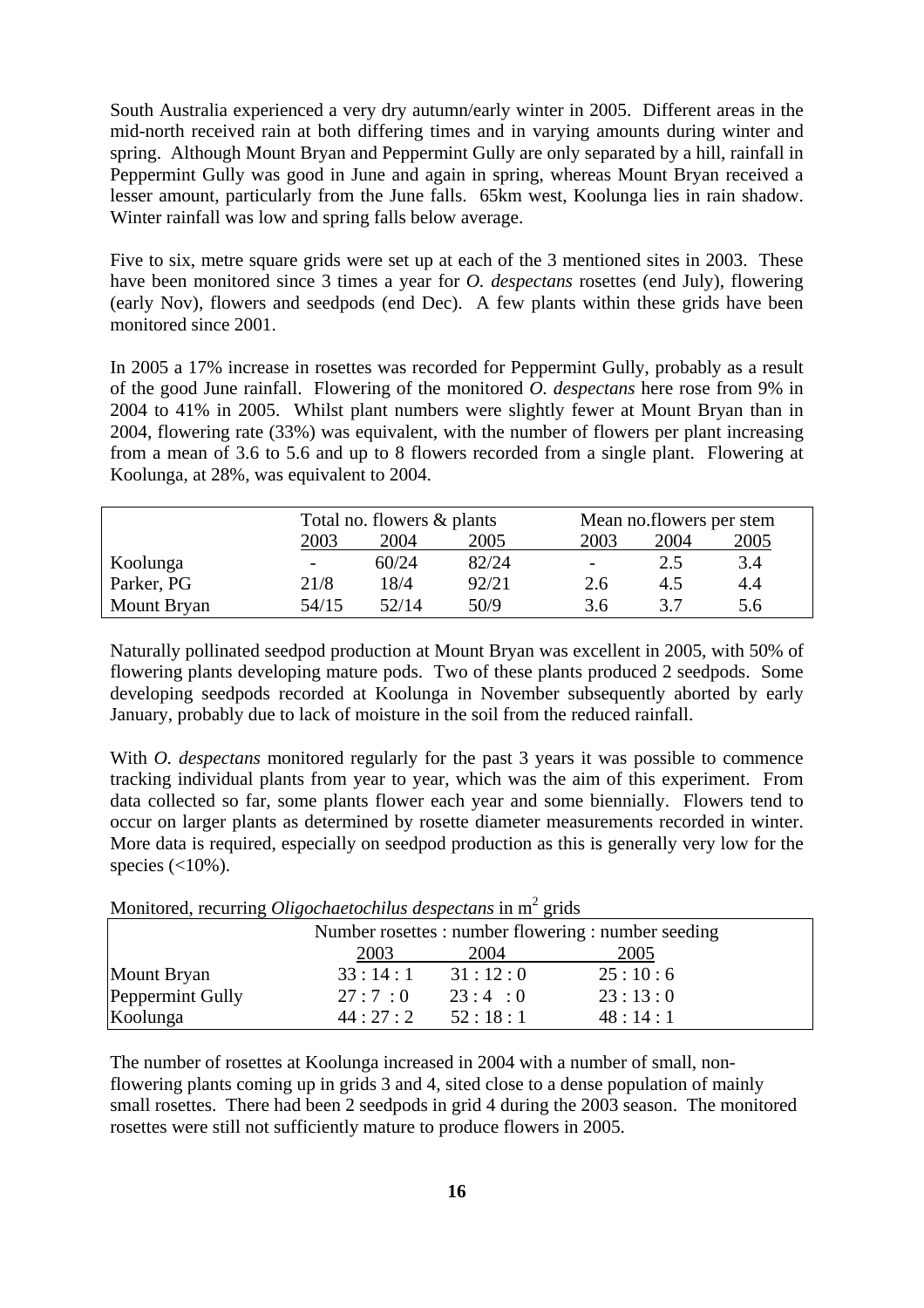South Australia experienced a very dry autumn/early winter in 2005. Different areas in the mid-north received rain at both differing times and in varying amounts during winter and spring. Although Mount Bryan and Peppermint Gully are only separated by a hill, rainfall in Peppermint Gully was good in June and again in spring, whereas Mount Bryan received a lesser amount, particularly from the June falls. 65km west, Koolunga lies in rain shadow. Winter rainfall was low and spring falls below average.

Five to six, metre square grids were set up at each of the 3 mentioned sites in 2003. These have been monitored since 3 times a year for *O. despectans* rosettes (end July), flowering (early Nov), flowers and seedpods (end Dec). A few plants within these grids have been monitored since 2001.

In 2005 a 17% increase in rosettes was recorded for Peppermint Gully, probably as a result of the good June rainfall. Flowering of the monitored *O. despectans* here rose from 9% in 2004 to 41% in 2005. Whilst plant numbers were slightly fewer at Mount Bryan than in 2004, flowering rate (33%) was equivalent, with the number of flowers per plant increasing from a mean of 3.6 to 5.6 and up to 8 flowers recorded from a single plant. Flowering at Koolunga, at 28%, was equivalent to 2004.

| | Total no. flowers & plants | | | Mean no.flowers per stem | | |
|---|---|---|---|---|---|---|
| | 2003 | 2004 | 2005 | 2003 | 2004 | 2005 |
| Koolunga | - | 60/24 | 82/24 | - | 2.5 | 3.4 |
| Parker, PG | 21/8 | 18/4 | 92/21 | 2.6 | 4.5 | 4.4 |
| Mount Bryan | 54/15 | 52/14 | 50/9 | 3.6 | 3.7 | 5.6 |

Naturally pollinated seedpod production at Mount Bryan was excellent in 2005, with 50% of flowering plants developing mature pods. Two of these plants produced 2 seedpods. Some developing seedpods recorded at Koolunga in November subsequently aborted by early January, probably due to lack of moisture in the soil from the reduced rainfall.

With *O. despectans* monitored regularly for the past 3 years it was possible to commence tracking individual plants from year to year, which was the aim of this experiment. From data collected so far, some plants flower each year and some biennially. Flowers tend to occur on larger plants as determined by rosette diameter measurements recorded in winter. More data is required, especially on seedpod production as this is generally very low for the species (<10%).

Monitored, recurring *Oligochaetochilus despectans* in $m^2$ grids

| | Number rosettes : number flowering : number seeding | | |
|---|---|---|---|
| | 2003 | 2004 | 2005 |
| Mount Bryan | 33 : 14 : 1 | 31 : 12 : 0 | 25 : 10 : 6 |
| Peppermint Gully | 27 : 7 : 0 | 23 : 4 : 0 | 23 : 13 : 0 |
| Koolunga | 44 : 27 : 2 | 52 : 18 : 1 | 48 : 14 : 1 |

The number of rosettes at Koolunga increased in 2004 with a number of small, non-flowering plants coming up in grids 3 and 4, sited close to a dense population of mainly small rosettes. There had been 2 seedpods in grid 4 during the 2003 season. The monitored rosettes were still not sufficiently mature to produce flowers in 2005.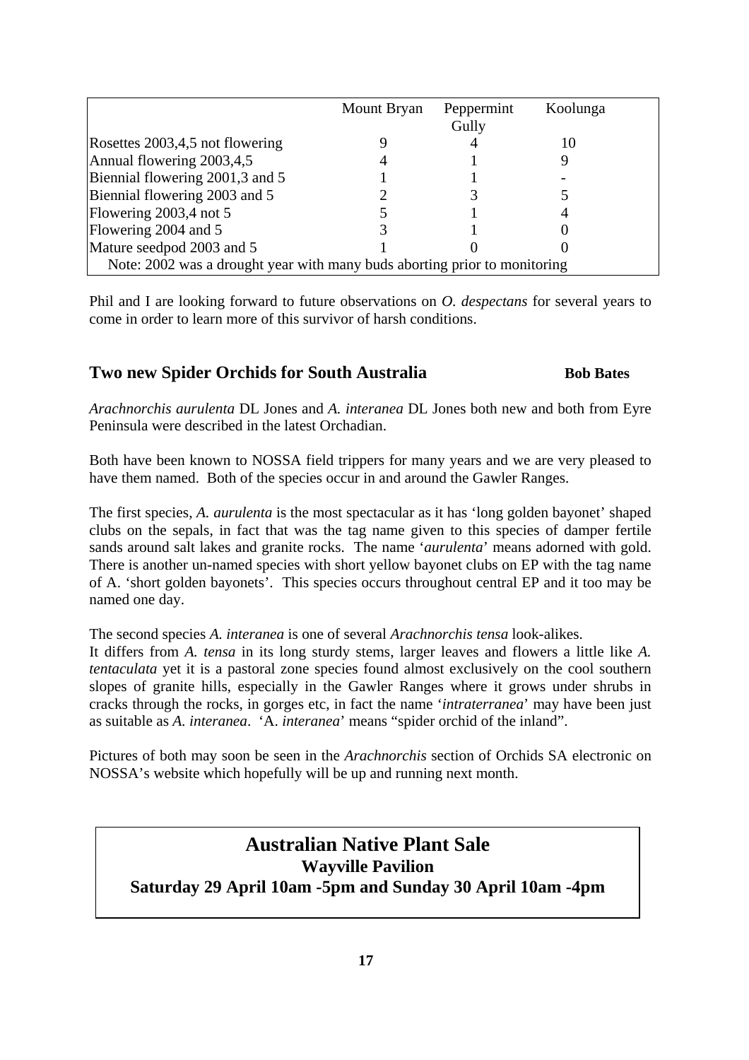| | Mount Bryan | Peppermint Gully | Koolunga |
|---|---|---|---|
| Rosettes 2003,4,5 not flowering | 9 | 4 | 10 |
| Annual flowering 2003,4,5 | 4 | 1 | 9 |
| Biennial flowering 2001,3 and 5 | 1 | 1 | - |
| Biennial flowering 2003 and 5 | 2 | 3 | 5 |
| Flowering 2003,4 not 5 | 5 | 1 | 4 |
| Flowering 2004 and 5 | 3 | 1 | 0 |
| Mature seedpod 2003 and 5 | 1 | 0 | 0 |
| Note: 2002 was a drought year with many buds aborting prior to monitoring | | | |

Phil and I are looking forward to future observations on *O. despectans* for several years to come in order to learn more of this survivor of harsh conditions.

## Two new Spider Orchids for South Australia **Bob Bates**

*Arachnorchis aurulenta* DL Jones and *A. interanea* DL Jones both new and both from Eyre Peninsula were described in the latest Orchadian.

Both have been known to NOSSA field trippers for many years and we are very pleased to have them named. Both of the species occur in and around the Gawler Ranges.

The first species, *A. aurulenta* is the most spectacular as it has 'long golden bayonet' shaped clubs on the sepals, in fact that was the tag name given to this species of damper fertile sands around salt lakes and granite rocks. The name '*aurulenta*' means adorned with gold. There is another un-named species with short yellow bayonet clubs on EP with the tag name of A. 'short golden bayonets'. This species occurs throughout central EP and it too may be named one day.

The second species *A. interanea* is one of several *Arachnorchis tensa* look-alikes.
It differs from *A. tensa* in its long sturdy stems, larger leaves and flowers a little like *A. tentaculata* yet it is a pastoral zone species found almost exclusively on the cool southern slopes of granite hills, especially in the Gawler Ranges where it grows under shrubs in cracks through the rocks, in gorges etc, in fact the name '*intraterranea*' may have been just as suitable as *A. interanea*. 'A. *interanea*' means "spider orchid of the inland".

Pictures of both may soon be seen in the *Arachnorchis* section of Orchids SA electronic on NOSSA's website which hopefully will be up and running next month.

## Australian Native Plant Sale
**Wayville Pavilion**
**Saturday 29 April 10am -5pm and Sunday 30 April 10am -4pm**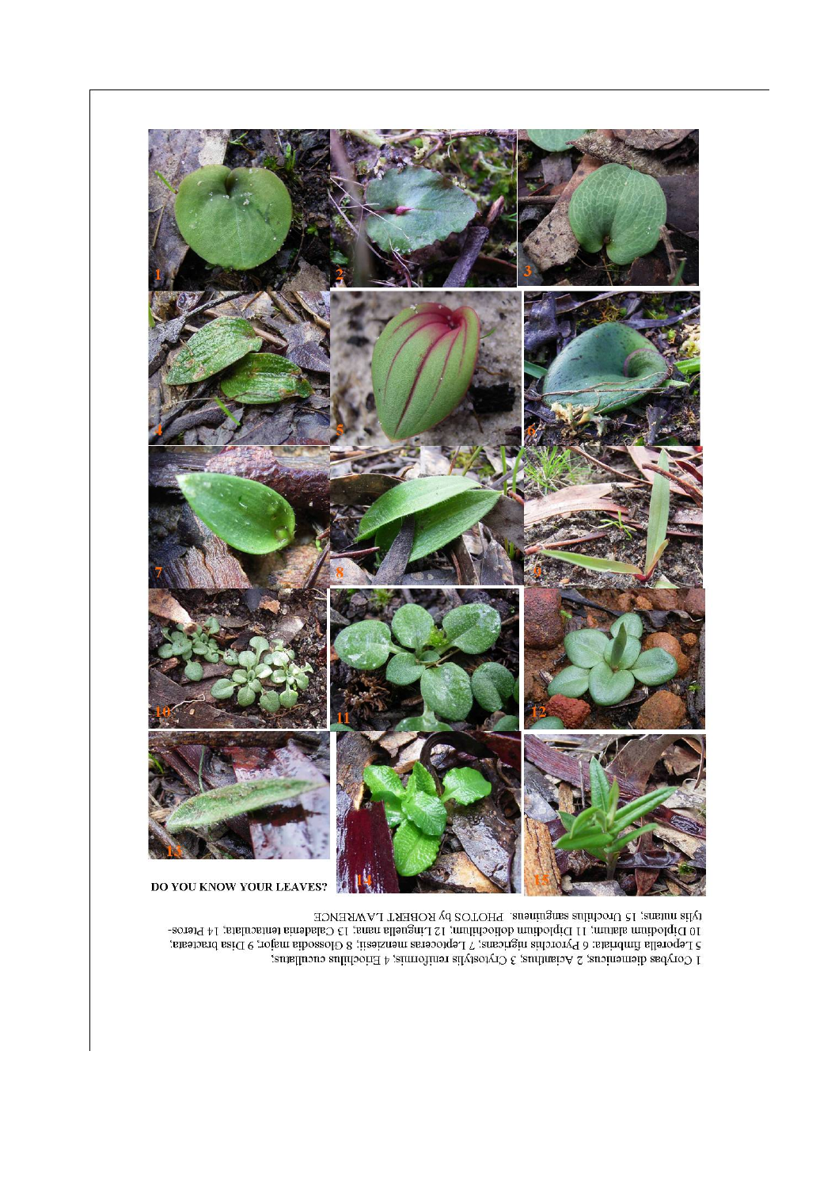DO YOU KNOW YOUR LEAVES?

1 Corybas diemenicus, 2 Acianthus, 3 Cyrtostylis reniformis, 4 Eriochilus cucullatus, 5 Leporella fimbriata; 6 Pyrorchis nigricans; 7 Leptoceras menziesii; 8 Glossodia major, 9 Disa bracteata; 10 Diplodium alatum; 11 Diplodium dolichilum; 12 Linguella nana; 13 Caladenia tentaculata; 14 Pterostylis nutans; 15 Urochilus sanguineus. PHOTOS by ROBERT LAWRENCE